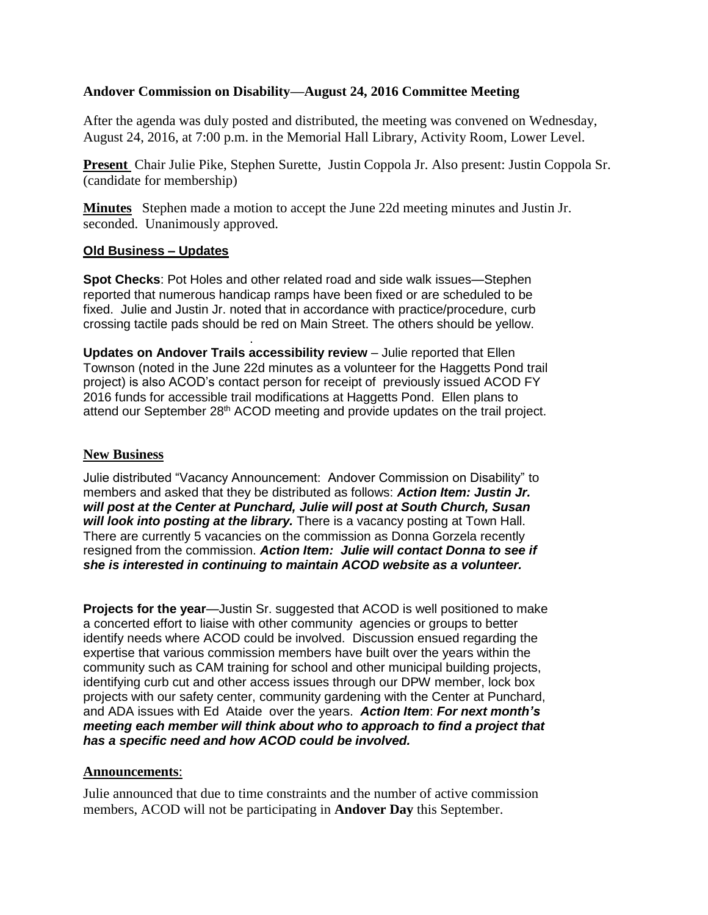**Andover Commission on Disability—August 24, 2016 Committee Meeting**

After the agenda was duly posted and distributed, the meeting was convened on Wednesday, August 24, 2016, at 7:00 p.m. in the Memorial Hall Library, Activity Room, Lower Level.

**Present** Chair Julie Pike, Stephen Surette, Justin Coppola Jr. Also present: Justin Coppola Sr. (candidate for membership)

**Minutes** Stephen made a motion to accept the June 22d meeting minutes and Justin Jr. seconded. Unanimously approved.

**Old Business – Updates**

**Spot Checks**: Pot Holes and other related road and side walk issues—Stephen reported that numerous handicap ramps have been fixed or are scheduled to be fixed. Julie and Justin Jr. noted that in accordance with practice/procedure, curb crossing tactile pads should be red on Main Street. The others should be yellow.

**Updates on Andover Trails accessibility review** – Julie reported that Ellen Townson (noted in the June 22d minutes as a volunteer for the Haggetts Pond trail project) is also ACOD's contact person for receipt of previously issued ACOD FY 2016 funds for accessible trail modifications at Haggetts Pond. Ellen plans to attend our September 28th ACOD meeting and provide updates on the trail project.

**New Business**

Julie distributed "Vacancy Announcement: Andover Commission on Disability" to members and asked that they be distributed as follows: ***Action Item: Justin Jr. will post at the Center at Punchard, Julie will post at South Church, Susan will look into posting at the library.*** There is a vacancy posting at Town Hall. There are currently 5 vacancies on the commission as Donna Gorzela recently resigned from the commission. ***Action Item: Julie will contact Donna to see if she is interested in continuing to maintain ACOD website as a volunteer.***

**Projects for the year**—Justin Sr. suggested that ACOD is well positioned to make a concerted effort to liaise with other community agencies or groups to better identify needs where ACOD could be involved. Discussion ensued regarding the expertise that various commission members have built over the years within the community such as CAM training for school and other municipal building projects, identifying curb cut and other access issues through our DPW member, lock box projects with our safety center, community gardening with the Center at Punchard, and ADA issues with Ed Ataide over the years. ***Action Item***: ***For next month's meeting each member will think about who to approach to find a project that has a specific need and how ACOD could be involved.***

**Announcements**:

Julie announced that due to time constraints and the number of active commission members, ACOD will not be participating in **Andover Day** this September.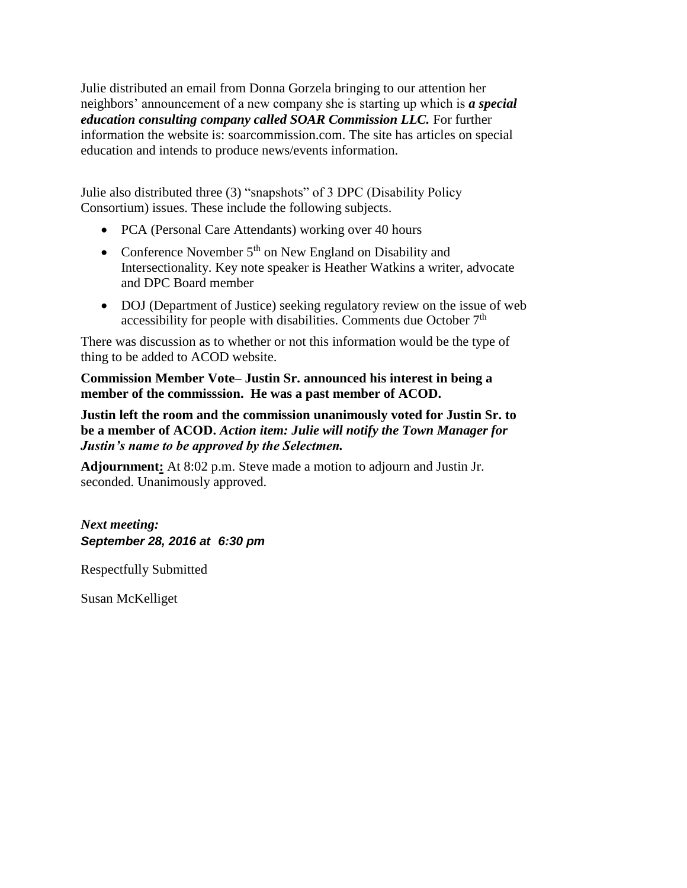Julie distributed an email from Donna Gorzela bringing to our attention her neighbors' announcement of a new company she is starting up which is ***a special education consulting company called SOAR Commission LLC.*** For further information the website is: soarcommission.com. The site has articles on special education and intends to produce news/events information.

Julie also distributed three (3) "snapshots" of 3 DPC (Disability Policy Consortium) issues. These include the following subjects.

- PCA (Personal Care Attendants) working over 40 hours
- Conference November 5th on New England on Disability and Intersectionality. Key note speaker is Heather Watkins a writer, advocate and DPC Board member
- DOJ (Department of Justice) seeking regulatory review on the issue of web accessibility for people with disabilities. Comments due October 7th

There was discussion as to whether or not this information would be the type of thing to be added to ACOD website.

**Commission Member Vote– Justin Sr. announced his interest in being a member of the commisssion. He was a past member of ACOD.**

**Justin left the room and the commission unanimously voted for Justin Sr. to be a member of ACOD.** ***Action item: Julie will notify the Town Manager for Justin's name to be approved by the Selectmen.***

**Adjournment:** At 8:02 p.m. Steve made a motion to adjourn and Justin Jr. seconded. Unanimously approved.

***Next meeting:***
***September 28, 2016 at 6:30 pm***

Respectfully Submitted

Susan McKelliget